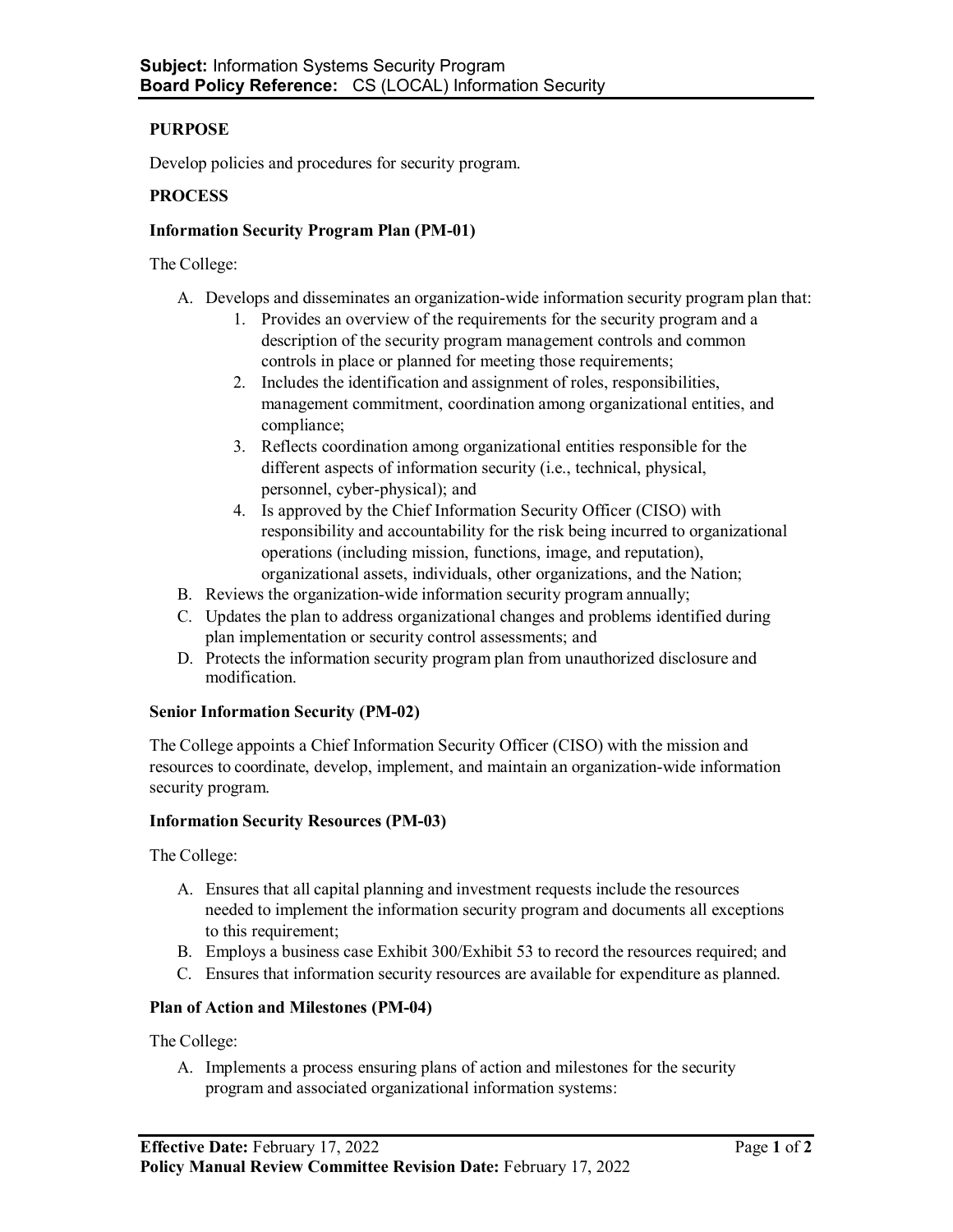**Subject:** Information Systems Security Program
**Board Policy Reference:** CS (LOCAL) Information Security

## PURPOSE

Develop policies and procedures for security program.

## PROCESS

### Information Security Program Plan (PM-01)

The College:

A. Develops and disseminates an organization-wide information security program plan that:
   1. Provides an overview of the requirements for the security program and a description of the security program management controls and common controls in place or planned for meeting those requirements;
   2. Includes the identification and assignment of roles, responsibilities, management commitment, coordination among organizational entities, and compliance;
   3. Reflects coordination among organizational entities responsible for the different aspects of information security (i.e., technical, physical, personnel, cyber-physical); and
   4. Is approved by the Chief Information Security Officer (CISO) with responsibility and accountability for the risk being incurred to organizational operations (including mission, functions, image, and reputation), organizational assets, individuals, other organizations, and the Nation;

B. Reviews the organization-wide information security program annually;

C. Updates the plan to address organizational changes and problems identified during plan implementation or security control assessments; and

D. Protects the information security program plan from unauthorized disclosure and modification.

### Senior Information Security (PM-02)

The College appoints a Chief Information Security Officer (CISO) with the mission and resources to coordinate, develop, implement, and maintain an organization-wide information security program.

### Information Security Resources (PM-03)

The College:

A. Ensures that all capital planning and investment requests include the resources needed to implement the information security program and documents all exceptions to this requirement;

B. Employs a business case Exhibit 300/Exhibit 53 to record the resources required; and

C. Ensures that information security resources are available for expenditure as planned.

### Plan of Action and Milestones (PM-04)

The College:

A. Implements a process ensuring plans of action and milestones for the security program and associated organizational information systems: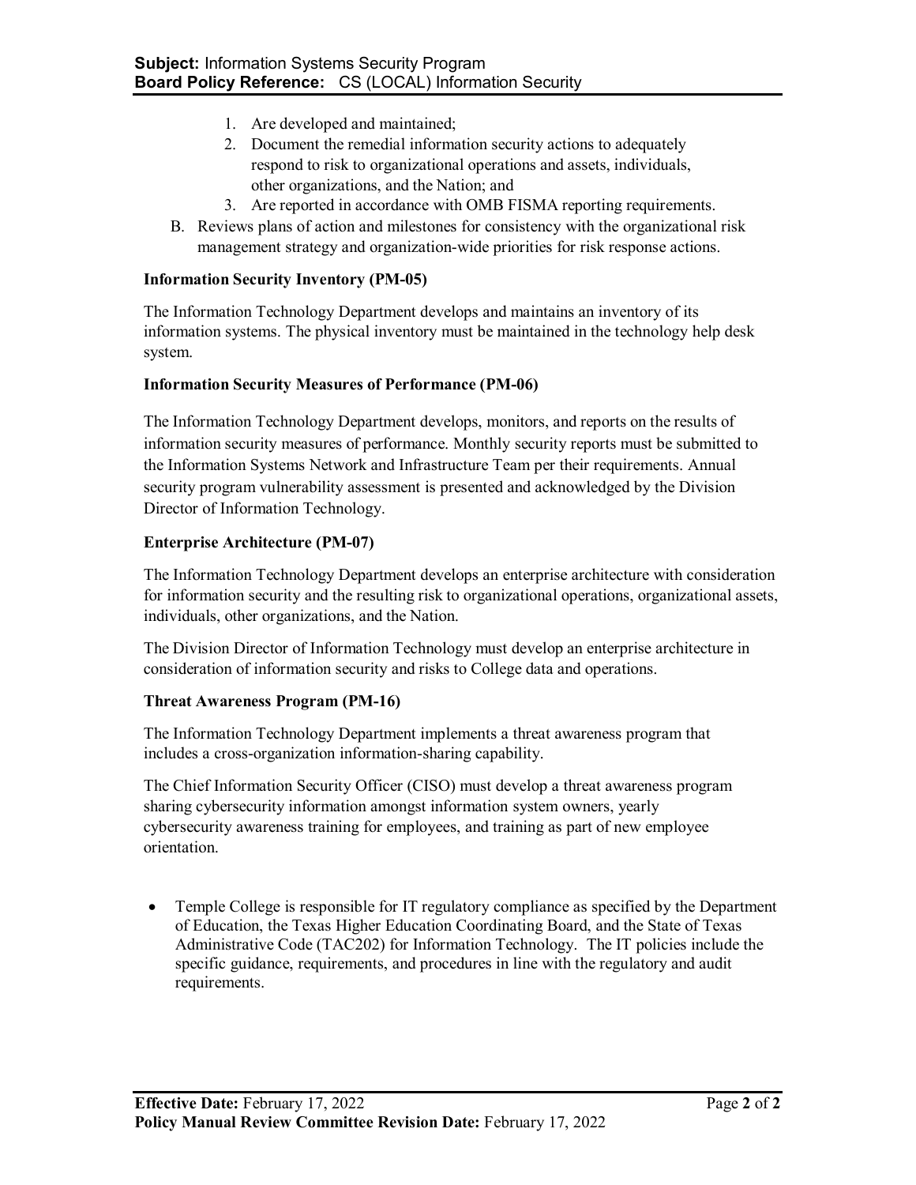1. Are developed and maintained;
2. Document the remedial information security actions to adequately respond to risk to organizational operations and assets, individuals, other organizations, and the Nation; and
3. Are reported in accordance with OMB FISMA reporting requirements.

B. Reviews plans of action and milestones for consistency with the organizational risk management strategy and organization-wide priorities for risk response actions.

**Information Security Inventory (PM-05)**

The Information Technology Department develops and maintains an inventory of its information systems. The physical inventory must be maintained in the technology help desk system.

**Information Security Measures of Performance (PM-06)**

The Information Technology Department develops, monitors, and reports on the results of information security measures of performance. Monthly security reports must be submitted to the Information Systems Network and Infrastructure Team per their requirements. Annual security program vulnerability assessment is presented and acknowledged by the Division Director of Information Technology.

**Enterprise Architecture (PM-07)**

The Information Technology Department develops an enterprise architecture with consideration for information security and the resulting risk to organizational operations, organizational assets, individuals, other organizations, and the Nation.

The Division Director of Information Technology must develop an enterprise architecture in consideration of information security and risks to College data and operations.

**Threat Awareness Program (PM-16)**

The Information Technology Department implements a threat awareness program that includes a cross-organization information-sharing capability.

The Chief Information Security Officer (CISO) must develop a threat awareness program sharing cybersecurity information amongst information system owners, yearly cybersecurity awareness training for employees, and training as part of new employee orientation.

- Temple College is responsible for IT regulatory compliance as specified by the Department of Education, the Texas Higher Education Coordinating Board, and the State of Texas Administrative Code (TAC202) for Information Technology. The IT policies include the specific guidance, requirements, and procedures in line with the regulatory and audit requirements.

**Effective Date:** February 17, 2022
**Policy Manual Review Committee Revision Date:** February 17, 2022